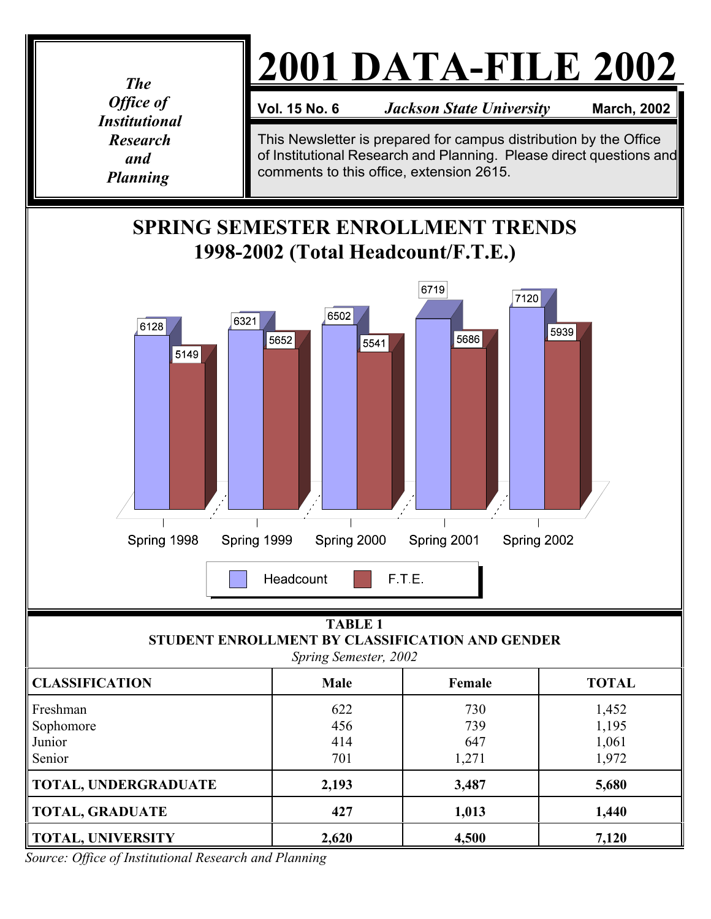The Office of Institutional Research and Planning

# 2001 DATA-FILE 2002

**Vol. 15 No. 6** *Jackson State University* **March, 2002**

This Newsletter is prepared for campus distribution by the Office of Institutional Research and Planning. Please direct questions and comments to this office, extension 2615.

## SPRING SEMESTER ENROLLMENT TRENDS 1998-2002 (Total Headcount/F.T.E.)

| | Headcount | F.T.E. |
|---|---|---|
| Spring 1998 | 6128 | 5149 |
| Spring 1999 | 6321 | 5652 |
| Spring 2000 | 6502 | 5541 |
| Spring 2001 | 6719 | 5686 |
| Spring 2002 | 7120 | 5939 |

**TABLE 1**
**STUDENT ENROLLMENT BY CLASSIFICATION AND GENDER**
*Spring Semester, 2002*

| CLASSIFICATION | Male | Female | TOTAL |
|---|---|---|---|
| Freshman | 622 | 730 | 1,452 |
| Sophomore | 456 | 739 | 1,195 |
| Junior | 414 | 647 | 1,061 |
| Senior | 701 | 1,271 | 1,972 |
| **TOTAL, UNDERGRADUATE** | **2,193** | **3,487** | **5,680** |
| **TOTAL, GRADUATE** | **427** | **1,013** | **1,440** |
| **TOTAL, UNIVERSITY** | **2,620** | **4,500** | **7,120** |

*Source: Office of Institutional Research and Planning*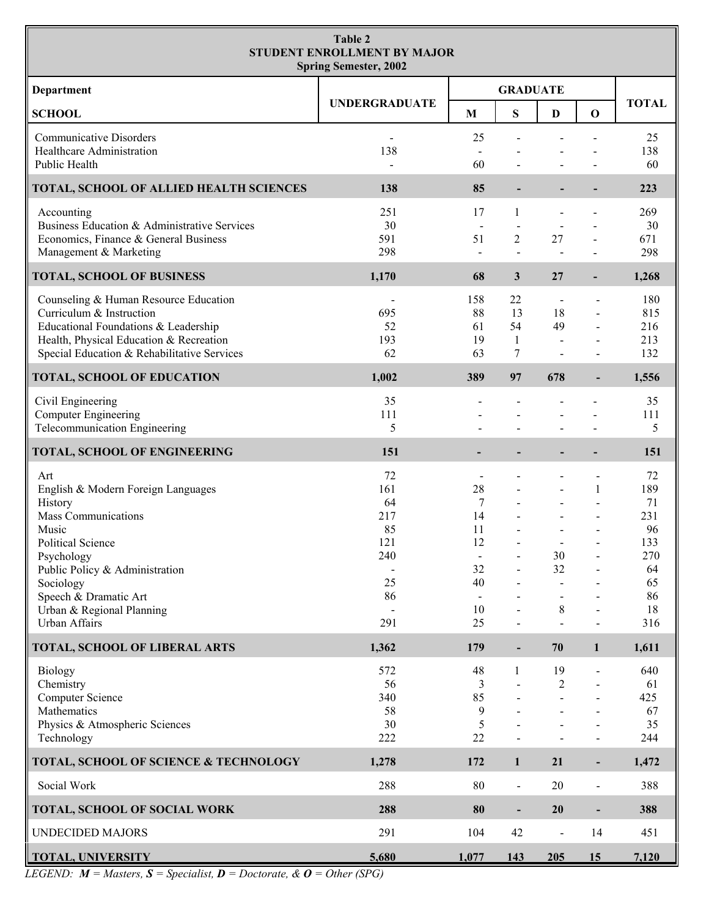**Table 2**
**STUDENT ENROLLMENT BY MAJOR**
**Spring Semester, 2002**

| Department / SCHOOL | UNDERGRADUATE | GRADUATE | | | | TOTAL |
|---|---|---|---|---|---|---|
| | | M | S | D | O | |
| Communicative Disorders | - | 25 | - | - | - | 25 |
| Healthcare Administration | 138 | - | - | - | - | 138 |
| Public Health | - | 60 | - | - | - | 60 |
| **TOTAL, SCHOOL OF ALLIED HEALTH SCIENCES** | **138** | **85** | **-** | **-** | **-** | **223** |
| Accounting | 251 | 17 | 1 | - | - | 269 |
| Business Education & Administrative Services | 30 | - | - | - | - | 30 |
| Economics, Finance & General Business | 591 | 51 | 2 | 27 | - | 671 |
| Management & Marketing | 298 | - | - | - | - | 298 |
| **TOTAL, SCHOOL OF BUSINESS** | **1,170** | **68** | **3** | **27** | **-** | **1,268** |
| Counseling & Human Resource Education | - | 158 | 22 | - | - | 180 |
| Curriculum & Instruction | 695 | 88 | 13 | 18 | - | 815 |
| Educational Foundations & Leadership | 52 | 61 | 54 | 49 | - | 216 |
| Health, Physical Education & Recreation | 193 | 19 | 1 | - | - | 213 |
| Special Education & Rehabilitative Services | 62 | 63 | 7 | - | - | 132 |
| **TOTAL, SCHOOL OF EDUCATION** | **1,002** | **389** | **97** | **678** | **-** | **1,556** |
| Civil Engineering | 35 | - | - | - | - | 35 |
| Computer Engineering | 111 | - | - | - | - | 111 |
| Telecommunication Engineering | 5 | - | - | - | - | 5 |
| **TOTAL, SCHOOL OF ENGINEERING** | **151** | **-** | **-** | **-** | **-** | **151** |
| Art | 72 | - | - | - | - | 72 |
| English & Modern Foreign Languages | 161 | 28 | - | - | 1 | 189 |
| History | 64 | 7 | - | - | - | 71 |
| Mass Communications | 217 | 14 | - | - | - | 231 |
| Music | 85 | 11 | - | - | - | 96 |
| Political Science | 121 | 12 | - | - | - | 133 |
| Psychology | 240 | - | - | 30 | - | 270 |
| Public Policy & Administration | - | 32 | - | 32 | - | 64 |
| Sociology | 25 | 40 | - | - | - | 65 |
| Speech & Dramatic Art | 86 | - | - | - | - | 86 |
| Urban & Regional Planning | - | 10 | - | 8 | - | 18 |
| Urban Affairs | 291 | 25 | - | - | - | 316 |
| **TOTAL, SCHOOL OF LIBERAL ARTS** | **1,362** | **179** | **-** | **70** | **1** | **1,611** |
| Biology | 572 | 48 | 1 | 19 | - | 640 |
| Chemistry | 56 | 3 | - | 2 | - | 61 |
| Computer Science | 340 | 85 | - | - | - | 425 |
| Mathematics | 58 | 9 | - | - | - | 67 |
| Physics & Atmospheric Sciences | 30 | 5 | - | - | - | 35 |
| Technology | 222 | 22 | - | - | - | 244 |
| **TOTAL, SCHOOL OF SCIENCE & TECHNOLOGY** | **1,278** | **172** | **1** | **21** | **-** | **1,472** |
| Social Work | 288 | 80 | - | 20 | - | 388 |
| **TOTAL, SCHOOL OF SOCIAL WORK** | **288** | **80** | **-** | **20** | **-** | **388** |
| UNDECIDED MAJORS | 291 | 104 | 42 | - | 14 | 451 |
| **TOTAL, UNIVERSITY** | **5,680** | **1,077** | **143** | **205** | **15** | **7,120** |

*LEGEND: **M** = Masters, **S** = Specialist, **D** = Doctorate, & **O** = Other (SPG)*